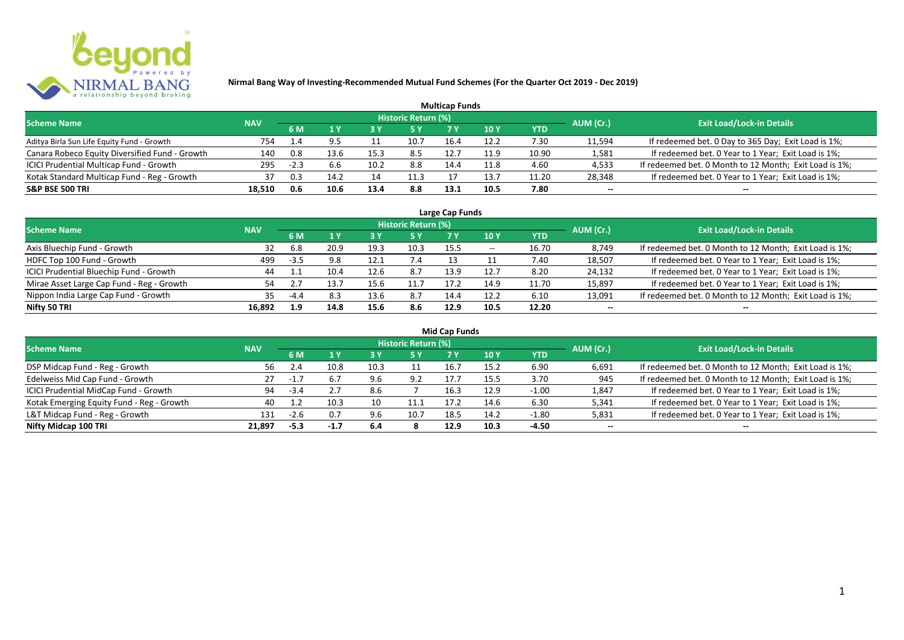**Nirmal Bang Way of Investing-Recommended Mutual Fund Schemes (For the Quarter Oct 2019 - Dec 2019)**

## Multicap Funds

| Scheme Name | NAV | Historic Return (%) | | | | | | | AUM (Cr.) | Exit Load/Lock-in Details |
|---|---|---|---|---|---|---|---|---|---|---|
| | | 6 M | 1 Y | 3 Y | 5 Y | 7 Y | 10 Y | YTD | | |
| Aditya Birla Sun Life Equity Fund - Growth | 754 | 1.4 | 9.5 | 11 | 10.7 | 16.4 | 12.2 | 7.30 | 11,594 | If redeemed bet. 0 Day to 365 Day; Exit Load is 1%; |
| Canara Robeco Equity Diversified Fund - Growth | 140 | 0.8 | 13.6 | 15.3 | 8.5 | 12.7 | 11.9 | 10.90 | 1,581 | If redeemed bet. 0 Year to 1 Year; Exit Load is 1%; |
| ICICI Prudential Multicap Fund - Growth | 295 | -2.3 | 6.6 | 10.2 | 8.8 | 14.4 | 11.8 | 4.60 | 4,533 | If redeemed bet. 0 Month to 12 Month; Exit Load is 1%; |
| Kotak Standard Multicap Fund - Reg - Growth | 37 | 0.3 | 14.2 | 14 | 11.3 | 17 | 13.7 | 11.20 | 28,348 | If redeemed bet. 0 Year to 1 Year; Exit Load is 1%; |
| **S&P BSE 500 TRI** | **18,510** | **0.6** | **10.6** | **13.4** | **8.8** | **13.1** | **10.5** | **7.80** | -- | -- |

## Large Cap Funds

| Scheme Name | NAV | Historic Return (%) | | | | | | | AUM (Cr.) | Exit Load/Lock-in Details |
|---|---|---|---|---|---|---|---|---|---|---|
| | | 6 M | 1 Y | 3 Y | 5 Y | 7 Y | 10 Y | YTD | | |
| Axis Bluechip Fund - Growth | 32 | 6.8 | 20.9 | 19.3 | 10.3 | 15.5 | -- | 16.70 | 8,749 | If redeemed bet. 0 Month to 12 Month; Exit Load is 1%; |
| HDFC Top 100 Fund - Growth | 499 | -3.5 | 9.8 | 12.1 | 7.4 | 13 | 11 | 7.40 | 18,507 | If redeemed bet. 0 Year to 1 Year; Exit Load is 1%; |
| ICICI Prudential Bluechip Fund - Growth | 44 | 1.1 | 10.4 | 12.6 | 8.7 | 13.9 | 12.7 | 8.20 | 24,132 | If redeemed bet. 0 Year to 1 Year; Exit Load is 1%; |
| Mirae Asset Large Cap Fund - Reg - Growth | 54 | 2.7 | 13.7 | 15.6 | 11.7 | 17.2 | 14.9 | 11.70 | 15,897 | If redeemed bet. 0 Year to 1 Year; Exit Load is 1%; |
| Nippon India Large Cap Fund - Growth | 35 | -4.4 | 8.3 | 13.6 | 8.7 | 14.4 | 12.2 | 6.10 | 13,091 | If redeemed bet. 0 Month to 12 Month; Exit Load is 1%; |
| **Nifty 50 TRI** | **16,892** | **1.9** | **14.8** | **15.6** | **8.6** | **12.9** | **10.5** | **12.20** | -- | -- |

## Mid Cap Funds

| Scheme Name | NAV | Historic Return (%) | | | | | | | AUM (Cr.) | Exit Load/Lock-in Details |
|---|---|---|---|---|---|---|---|---|---|---|
| | | 6 M | 1 Y | 3 Y | 5 Y | 7 Y | 10 Y | YTD | | |
| DSP Midcap Fund - Reg - Growth | 56 | 2.4 | 10.8 | 10.3 | 11 | 16.7 | 15.2 | 6.90 | 6,691 | If redeemed bet. 0 Month to 12 Month; Exit Load is 1%; |
| Edelweiss Mid Cap Fund - Growth | 27 | -1.7 | 6.7 | 9.6 | 9.2 | 17.7 | 15.5 | 3.70 | 945 | If redeemed bet. 0 Month to 12 Month; Exit Load is 1%; |
| ICICI Prudential MidCap Fund - Growth | 94 | -3.4 | 2.7 | 8.6 | 7 | 16.3 | 12.9 | -1.00 | 1,847 | If redeemed bet. 0 Year to 1 Year; Exit Load is 1%; |
| Kotak Emerging Equity Fund - Reg - Growth | 40 | 1.2 | 10.3 | 10 | 11.1 | 17.2 | 14.6 | 6.30 | 5,341 | If redeemed bet. 0 Year to 1 Year; Exit Load is 1%; |
| L&T Midcap Fund - Reg - Growth | 131 | -2.6 | 0.7 | 9.6 | 10.7 | 18.5 | 14.2 | -1.80 | 5,831 | If redeemed bet. 0 Year to 1 Year; Exit Load is 1%; |
| **Nifty Midcap 100 TRI** | **21,897** | **-5.3** | **-1.7** | **6.4** | **8** | **12.9** | **10.3** | **-4.50** | -- | -- |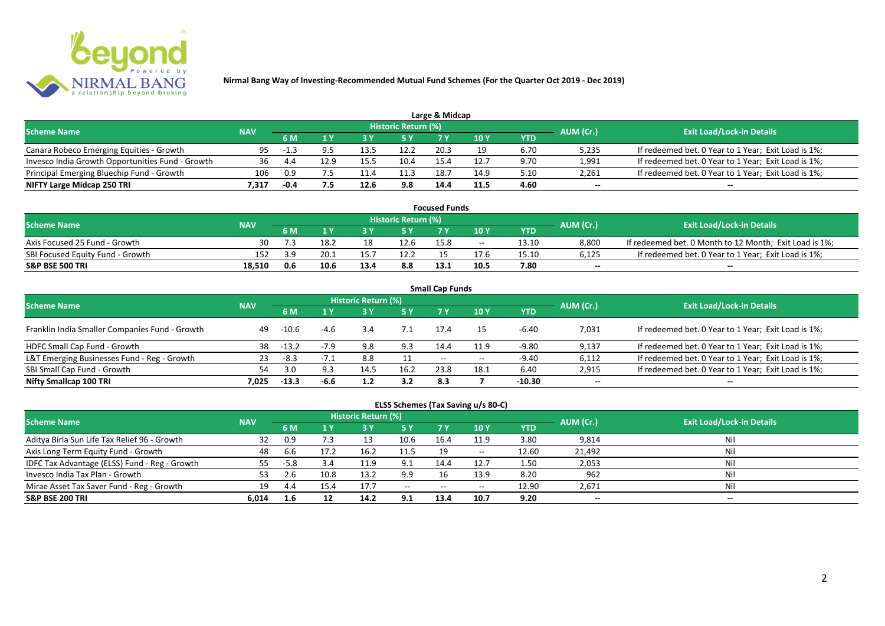**Nirmal Bang Way of Investing-Recommended Mutual Fund Schemes (For the Quarter Oct 2019 - Dec 2019)**

## Large & Midcap

| Scheme Name | NAV | Historic Return (%) | | | | | | | AUM (Cr.) | Exit Load/Lock-in Details |
|---|---|---|---|---|---|---|---|---|---|---|
| | | 6 M | 1 Y | 3 Y | 5 Y | 7 Y | 10 Y | YTD | | |
| Canara Robeco Emerging Equities - Growth | 95 | -1.3 | 9.5 | 13.5 | 12.2 | 20.3 | 19 | 6.70 | 5,235 | If redeemed bet. 0 Year to 1 Year; Exit Load is 1%; |
| Invesco India Growth Opportunities Fund - Growth | 36 | 4.4 | 12.9 | 15.5 | 10.4 | 15.4 | 12.7 | 9.70 | 1,991 | If redeemed bet. 0 Year to 1 Year; Exit Load is 1%; |
| Principal Emerging Bluechip Fund - Growth | 106 | 0.9 | 7.5 | 11.4 | 11.3 | 18.7 | 14.9 | 5.10 | 2,261 | If redeemed bet. 0 Year to 1 Year; Exit Load is 1%; |
| **NIFTY Large Midcap 250 TRI** | **7,317** | **-0.4** | **7.5** | **12.6** | **9.8** | **14.4** | **11.5** | **4.60** | **--** | **--** |

## Focused Funds

| Scheme Name | NAV | Historic Return (%) | | | | | | | AUM (Cr.) | Exit Load/Lock-in Details |
|---|---|---|---|---|---|---|---|---|---|---|
| | | 6 M | 1 Y | 3 Y | 5 Y | 7 Y | 10 Y | YTD | | |
| Axis Focused 25 Fund - Growth | 30 | 7.3 | 18.2 | 18 | 12.6 | 15.8 | -- | 13.10 | 8,800 | If redeemed bet. 0 Month to 12 Month; Exit Load is 1%; |
| SBI Focused Equity Fund - Growth | 152 | 3.9 | 20.1 | 15.7 | 12.2 | 15 | 17.6 | 15.10 | 6,125 | If redeemed bet. 0 Year to 1 Year; Exit Load is 1%; |
| **S&P BSE 500 TRI** | **18,510** | **0.6** | **10.6** | **13.4** | **8.8** | **13.1** | **10.5** | **7.80** | **--** | **--** |

## Small Cap Funds

| Scheme Name | NAV | Historic Return (%) | | | | | | | AUM (Cr.) | Exit Load/Lock-in Details |
|---|---|---|---|---|---|---|---|---|---|---|
| | | 6 M | 1 Y | 3 Y | 5 Y | 7 Y | 10 Y | YTD | | |
| Franklin India Smaller Companies Fund - Growth | 49 | -10.6 | -4.6 | 3.4 | 7.1 | 17.4 | 15 | -6.40 | 7,031 | If redeemed bet. 0 Year to 1 Year; Exit Load is 1%; |
| HDFC Small Cap Fund - Growth | 38 | -13.2 | -7.9 | 9.8 | 9.3 | 14.4 | 11.9 | -9.80 | 9,137 | If redeemed bet. 0 Year to 1 Year; Exit Load is 1%; |
| L&T Emerging Businesses Fund - Reg - Growth | 23 | -8.3 | -7.1 | 8.8 | 11 | -- | -- | -9.40 | 6,112 | If redeemed bet. 0 Year to 1 Year; Exit Load is 1%; |
| SBI Small Cap Fund - Growth | 54 | 3.0 | 9.3 | 14.5 | 16.2 | 23.8 | 18.1 | 6.40 | 2,915 | If redeemed bet. 0 Year to 1 Year; Exit Load is 1%; |
| **Nifty Smallcap 100 TRI** | **7,025** | **-13.3** | **-6.6** | **1.2** | **3.2** | **8.3** | **7** | **-10.30** | **--** | **--** |

## ELSS Schemes (Tax Saving u/s 80-C)

| Scheme Name | NAV | Historic Return (%) | | | | | | | AUM (Cr.) | Exit Load/Lock-in Details |
|---|---|---|---|---|---|---|---|---|---|---|
| | | 6 M | 1 Y | 3 Y | 5 Y | 7 Y | 10 Y | YTD | | |
| Aditya Birla Sun Life Tax Relief 96 - Growth | 32 | 0.9 | 7.3 | 13 | 10.6 | 16.4 | 11.9 | 3.80 | 9,814 | Nil |
| Axis Long Term Equity Fund - Growth | 48 | 6.6 | 17.2 | 16.2 | 11.5 | 19 | -- | 12.60 | 21,492 | Nil |
| IDFC Tax Advantage (ELSS) Fund - Reg - Growth | 55 | -5.8 | 3.4 | 11.9 | 9.1 | 14.4 | 12.7 | 1.50 | 2,053 | Nil |
| Invesco India Tax Plan - Growth | 53 | 2.6 | 10.8 | 13.2 | 9.9 | 16 | 13.9 | 8.20 | 962 | Nil |
| Mirae Asset Tax Saver Fund - Reg - Growth | 19 | 4.4 | 15.4 | 17.7 | -- | -- | -- | 12.90 | 2,671 | Nil |
| **S&P BSE 200 TRI** | **6,014** | **1.6** | **12** | **14.2** | **9.1** | **13.4** | **10.7** | **9.20** | **--** | **--** |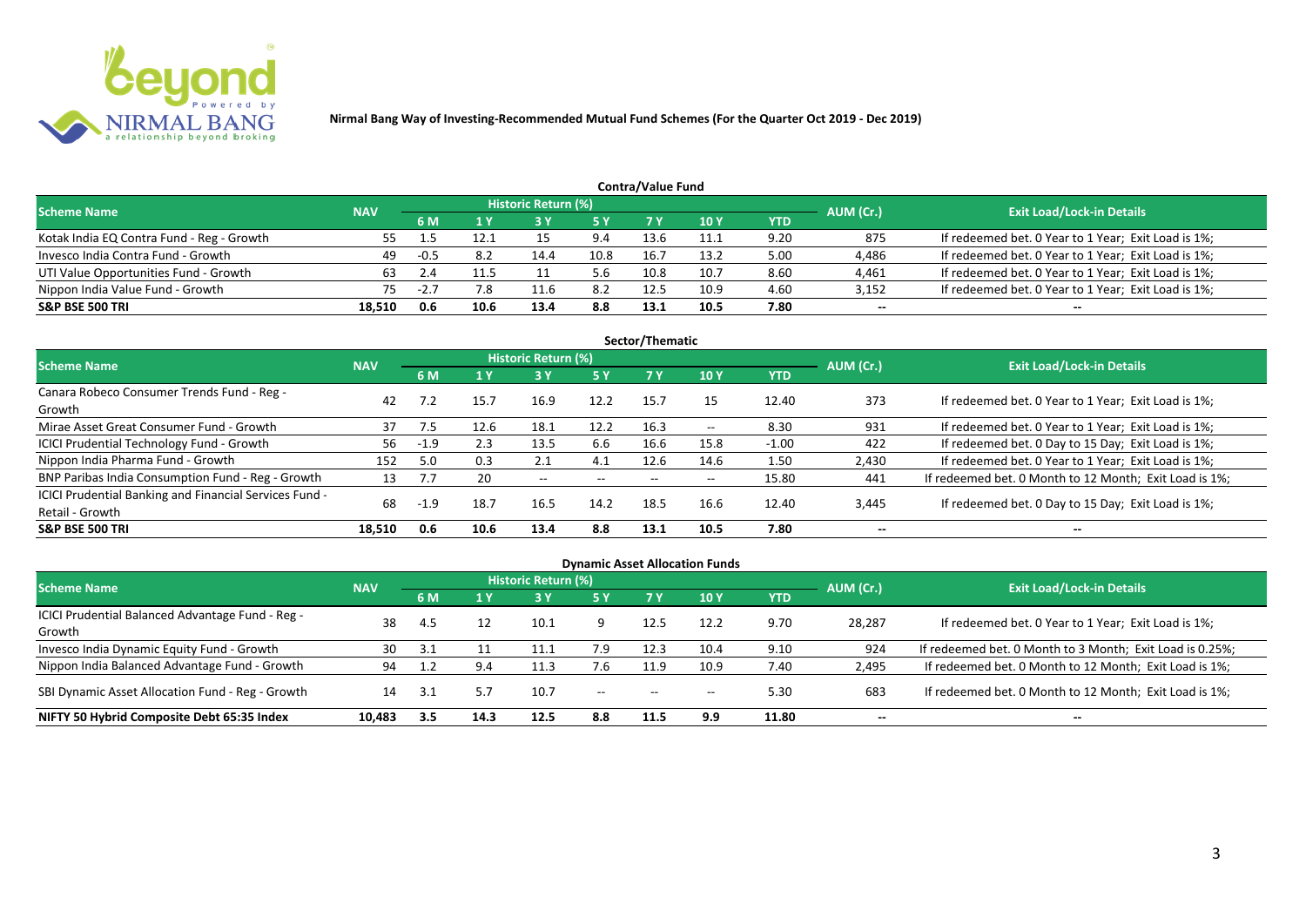**Nirmal Bang Way of Investing-Recommended Mutual Fund Schemes (For the Quarter Oct 2019 - Dec 2019)**

## Contra/Value Fund

| Scheme Name | NAV | Historic Return (%) | | | | | | | AUM (Cr.) | Exit Load/Lock-in Details |
|---|---|---|---|---|---|---|---|---|---|---|
| | | 6 M | 1 Y | 3 Y | 5 Y | 7 Y | 10 Y | YTD | | |
| Kotak India EQ Contra Fund - Reg - Growth | 55 | 1.5 | 12.1 | 15 | 9.4 | 13.6 | 11.1 | 9.20 | 875 | If redeemed bet. 0 Year to 1 Year; Exit Load is 1%; |
| Invesco India Contra Fund - Growth | 49 | -0.5 | 8.2 | 14.4 | 10.8 | 16.7 | 13.2 | 5.00 | 4,486 | If redeemed bet. 0 Year to 1 Year; Exit Load is 1%; |
| UTI Value Opportunities Fund - Growth | 63 | 2.4 | 11.5 | 11 | 5.6 | 10.8 | 10.7 | 8.60 | 4,461 | If redeemed bet. 0 Year to 1 Year; Exit Load is 1%; |
| Nippon India Value Fund - Growth | 75 | -2.7 | 7.8 | 11.6 | 8.2 | 12.5 | 10.9 | 4.60 | 3,152 | If redeemed bet. 0 Year to 1 Year; Exit Load is 1%; |
| **S&P BSE 500 TRI** | **18,510** | **0.6** | **10.6** | **13.4** | **8.8** | **13.1** | **10.5** | **7.80** | **--** | **--** |

## Sector/Thematic

| Scheme Name | NAV | Historic Return (%) | | | | | | | AUM (Cr.) | Exit Load/Lock-in Details |
|---|---|---|---|---|---|---|---|---|---|---|
| | | 6 M | 1 Y | 3 Y | 5 Y | 7 Y | 10 Y | YTD | | |
| Canara Robeco Consumer Trends Fund - Reg - Growth | 42 | 7.2 | 15.7 | 16.9 | 12.2 | 15.7 | 15 | 12.40 | 373 | If redeemed bet. 0 Year to 1 Year; Exit Load is 1%; |
| Mirae Asset Great Consumer Fund - Growth | 37 | 7.5 | 12.6 | 18.1 | 12.2 | 16.3 | -- | 8.30 | 931 | If redeemed bet. 0 Year to 1 Year; Exit Load is 1%; |
| ICICI Prudential Technology Fund - Growth | 56 | -1.9 | 2.3 | 13.5 | 6.6 | 16.6 | 15.8 | -1.00 | 422 | If redeemed bet. 0 Day to 15 Day; Exit Load is 1%; |
| Nippon India Pharma Fund - Growth | 152 | 5.0 | 0.3 | 2.1 | 4.1 | 12.6 | 14.6 | 1.50 | 2,430 | If redeemed bet. 0 Year to 1 Year; Exit Load is 1%; |
| BNP Paribas India Consumption Fund - Reg - Growth | 13 | 7.7 | 20 | -- | -- | -- | -- | 15.80 | 441 | If redeemed bet. 0 Month to 12 Month; Exit Load is 1%; |
| ICICI Prudential Banking and Financial Services Fund - Retail - Growth | 68 | -1.9 | 18.7 | 16.5 | 14.2 | 18.5 | 16.6 | 12.40 | 3,445 | If redeemed bet. 0 Day to 15 Day; Exit Load is 1%; |
| **S&P BSE 500 TRI** | **18,510** | **0.6** | **10.6** | **13.4** | **8.8** | **13.1** | **10.5** | **7.80** | **--** | **--** |

## Dynamic Asset Allocation Funds

| Scheme Name | NAV | Historic Return (%) | | | | | | | AUM (Cr.) | Exit Load/Lock-in Details |
|---|---|---|---|---|---|---|---|---|---|---|
| | | 6 M | 1 Y | 3 Y | 5 Y | 7 Y | 10 Y | YTD | | |
| ICICI Prudential Balanced Advantage Fund - Reg - Growth | 38 | 4.5 | 12 | 10.1 | 9 | 12.5 | 12.2 | 9.70 | 28,287 | If redeemed bet. 0 Year to 1 Year; Exit Load is 1%; |
| Invesco India Dynamic Equity Fund - Growth | 30 | 3.1 | 11 | 11.1 | 7.9 | 12.3 | 10.4 | 9.10 | 924 | If redeemed bet. 0 Month to 3 Month; Exit Load is 0.25%; |
| Nippon India Balanced Advantage Fund - Growth | 94 | 1.2 | 9.4 | 11.3 | 7.6 | 11.9 | 10.9 | 7.40 | 2,495 | If redeemed bet. 0 Month to 12 Month; Exit Load is 1%; |
| SBI Dynamic Asset Allocation Fund - Reg - Growth | 14 | 3.1 | 5.7 | 10.7 | -- | -- | -- | 5.30 | 683 | If redeemed bet. 0 Month to 12 Month; Exit Load is 1%; |
| **NIFTY 50 Hybrid Composite Debt 65:35 Index** | **10,483** | **3.5** | **14.3** | **12.5** | **8.8** | **11.5** | **9.9** | **11.80** | **--** | **--** |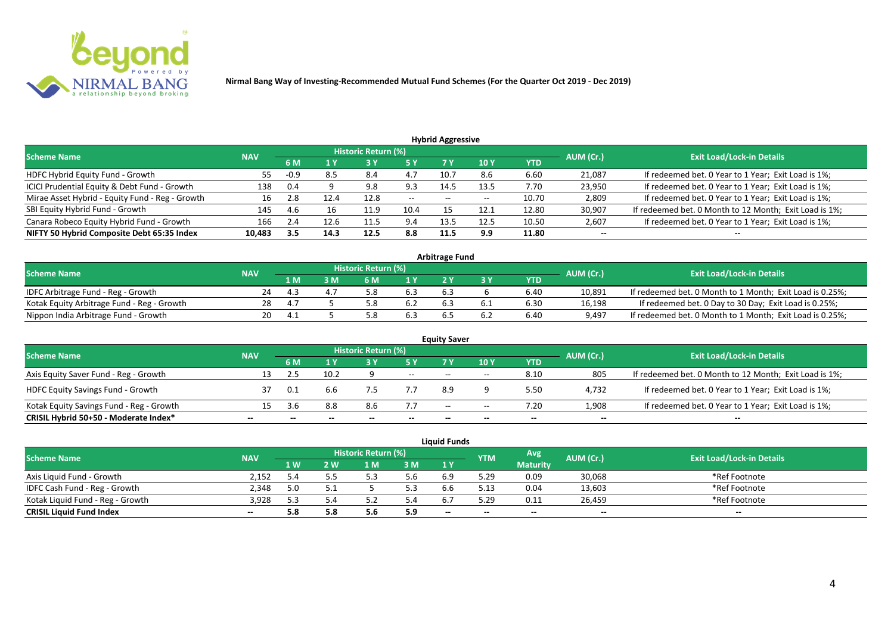**Nirmal Bang Way of Investing-Recommended Mutual Fund Schemes (For the Quarter Oct 2019 - Dec 2019)**

## Hybrid Aggressive

| Scheme Name | NAV | Historic Return (%) | | | | | | | AUM (Cr.) | Exit Load/Lock-in Details |
|---|---|---|---|---|---|---|---|---|---|---|
| | | 6 M | 1 Y | 3 Y | 5 Y | 7 Y | 10 Y | YTD | | |
| HDFC Hybrid Equity Fund - Growth | 55 | -0.9 | 8.5 | 8.4 | 4.7 | 10.7 | 8.6 | 6.60 | 21,087 | If redeemed bet. 0 Year to 1 Year; Exit Load is 1%; |
| ICICI Prudential Equity & Debt Fund - Growth | 138 | 0.4 | 9 | 9.8 | 9.3 | 14.5 | 13.5 | 7.70 | 23,950 | If redeemed bet. 0 Year to 1 Year; Exit Load is 1%; |
| Mirae Asset Hybrid - Equity Fund - Reg - Growth | 16 | 2.8 | 12.4 | 12.8 | -- | -- | -- | 10.70 | 2,809 | If redeemed bet. 0 Year to 1 Year; Exit Load is 1%; |
| SBI Equity Hybrid Fund - Growth | 145 | 4.6 | 16 | 11.9 | 10.4 | 15 | 12.1 | 12.80 | 30,907 | If redeemed bet. 0 Month to 12 Month; Exit Load is 1%; |
| Canara Robeco Equity Hybrid Fund - Growth | 166 | 2.4 | 12.6 | 11.5 | 9.4 | 13.5 | 12.5 | 10.50 | 2,607 | If redeemed bet. 0 Year to 1 Year; Exit Load is 1%; |
| **NIFTY 50 Hybrid Composite Debt 65:35 Index** | **10,483** | **3.5** | **14.3** | **12.5** | **8.8** | **11.5** | **9.9** | **11.80** | **--** | **--** |

## Arbitrage Fund

| Scheme Name | NAV | Historic Return (%) | | | | | | | AUM (Cr.) | Exit Load/Lock-in Details |
|---|---|---|---|---|---|---|---|---|---|---|
| | | 1 M | 3 M | 6 M | 1 Y | 2 Y | 3 Y | YTD | | |
| IDFC Arbitrage Fund - Reg - Growth | 24 | 4.3 | 4.7 | 5.8 | 6.3 | 6.3 | 6 | 6.40 | 10,891 | If redeemed bet. 0 Month to 1 Month; Exit Load is 0.25%; |
| Kotak Equity Arbitrage Fund - Reg - Growth | 28 | 4.7 | 5 | 5.8 | 6.2 | 6.3 | 6.1 | 6.30 | 16,198 | If redeemed bet. 0 Day to 30 Day; Exit Load is 0.25%; |
| Nippon India Arbitrage Fund - Growth | 20 | 4.1 | 5 | 5.8 | 6.3 | 6.5 | 6.2 | 6.40 | 9,497 | If redeemed bet. 0 Month to 1 Month; Exit Load is 0.25%; |

## Equity Saver

| Scheme Name | NAV | Historic Return (%) | | | | | | | AUM (Cr.) | Exit Load/Lock-in Details |
|---|---|---|---|---|---|---|---|---|---|---|
| | | 6 M | 1 Y | 3 Y | 5 Y | 7 Y | 10 Y | YTD | | |
| Axis Equity Saver Fund - Reg - Growth | 13 | 2.5 | 10.2 | 9 | -- | -- | -- | 8.10 | 805 | If redeemed bet. 0 Month to 12 Month; Exit Load is 1%; |
| HDFC Equity Savings Fund - Growth | 37 | 0.1 | 6.6 | 7.5 | 7.7 | 8.9 | 9 | 5.50 | 4,732 | If redeemed bet. 0 Year to 1 Year; Exit Load is 1%; |
| Kotak Equity Savings Fund - Reg - Growth | 15 | 3.6 | 8.8 | 8.6 | 7.7 | -- | -- | 7.20 | 1,908 | If redeemed bet. 0 Year to 1 Year; Exit Load is 1%; |
| **CRISIL Hybrid 50+50 - Moderate Index*** | **--** | **--** | **--** | **--** | **--** | **--** | **--** | **--** | **--** | **--** |

## Liquid Funds

| Scheme Name | NAV | Historic Return (%) | | | | | YTM | Avg Maturity | AUM (Cr.) | Exit Load/Lock-in Details |
|---|---|---|---|---|---|---|---|---|---|---|
| | | 1 W | 2 W | 1 M | 3 M | 1 Y | | | | |
| Axis Liquid Fund - Growth | 2,152 | 5.4 | 5.5 | 5.3 | 5.6 | 6.9 | 5.29 | 0.09 | 30,068 | *Ref Footnote |
| IDFC Cash Fund - Reg - Growth | 2,348 | 5.0 | 5.1 | 5 | 5.3 | 6.6 | 5.13 | 0.04 | 13,603 | *Ref Footnote |
| Kotak Liquid Fund - Reg - Growth | 3,928 | 5.3 | 5.4 | 5.2 | 5.4 | 6.7 | 5.29 | 0.11 | 26,459 | *Ref Footnote |
| **CRISIL Liquid Fund Index** | **--** | **5.8** | **5.8** | **5.6** | **5.9** | **--** | **--** | **--** | **--** | **--** |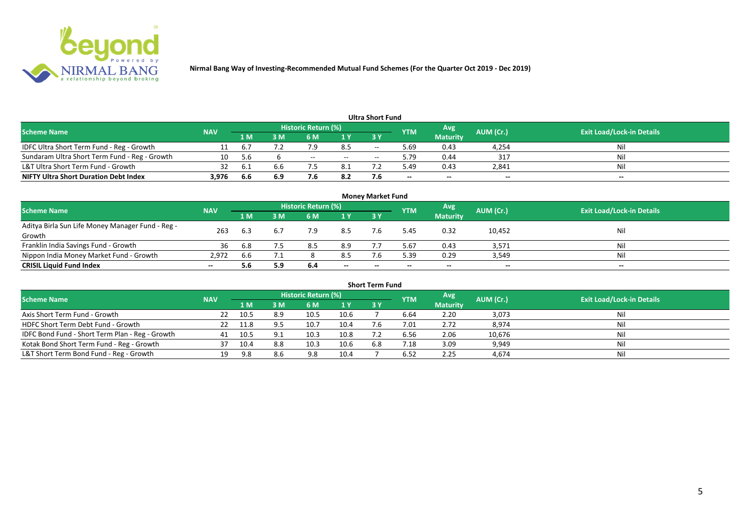# Nirmal Bang Way of Investing-Recommended Mutual Fund Schemes (For the Quarter Oct 2019 - Dec 2019)

## Ultra Short Fund

| Scheme Name | NAV | Historic Return (%) | | | | | YTM | Avg Maturity | AUM (Cr.) | Exit Load/Lock-in Details |
|---|---|---|---|---|---|---|---|---|---|---|
| | | 1 M | 3 M | 6 M | 1 Y | 3 Y | | | | |
| IDFC Ultra Short Term Fund - Reg - Growth | 11 | 6.7 | 7.2 | 7.9 | 8.5 | -- | 5.69 | 0.43 | 4,254 | Nil |
| Sundaram Ultra Short Term Fund - Reg - Growth | 10 | 5.6 | 6 | -- | -- | -- | 5.79 | 0.44 | 317 | Nil |
| L&T Ultra Short Term Fund - Growth | 32 | 6.1 | 6.6 | 7.5 | 8.1 | 7.2 | 5.49 | 0.43 | 2,841 | Nil |
| **NIFTY Ultra Short Duration Debt Index** | **3,976** | **6.6** | **6.9** | **7.6** | **8.2** | **7.6** | **--** | **--** | **--** | **--** |

## Money Market Fund

| Scheme Name | NAV | Historic Return (%) | | | | | YTM | Avg Maturity | AUM (Cr.) | Exit Load/Lock-in Details |
|---|---|---|---|---|---|---|---|---|---|---|
| | | 1 M | 3 M | 6 M | 1 Y | 3 Y | | | | |
| Aditya Birla Sun Life Money Manager Fund - Reg - Growth | 263 | 6.3 | 6.7 | 7.9 | 8.5 | 7.6 | 5.45 | 0.32 | 10,452 | Nil |
| Franklin India Savings Fund - Growth | 36 | 6.8 | 7.5 | 8.5 | 8.9 | 7.7 | 5.67 | 0.43 | 3,571 | Nil |
| Nippon India Money Market Fund - Growth | 2,972 | 6.6 | 7.1 | 8 | 8.5 | 7.6 | 5.39 | 0.29 | 3,549 | Nil |
| **CRISIL Liquid Fund Index** | **--** | **5.6** | **5.9** | **6.4** | **--** | **--** | **--** | **--** | **--** | **--** |

## Short Term Fund

| Scheme Name | NAV | Historic Return (%) | | | | | YTM | Avg Maturity | AUM (Cr.) | Exit Load/Lock-in Details |
|---|---|---|---|---|---|---|---|---|---|---|
| | | 1 M | 3 M | 6 M | 1 Y | 3 Y | | | | |
| Axis Short Term Fund - Growth | 22 | 10.5 | 8.9 | 10.5 | 10.6 | 7 | 6.64 | 2.20 | 3,073 | Nil |
| HDFC Short Term Debt Fund - Growth | 22 | 11.8 | 9.5 | 10.7 | 10.4 | 7.6 | 7.01 | 2.72 | 8,974 | Nil |
| IDFC Bond Fund - Short Term Plan - Reg - Growth | 41 | 10.5 | 9.1 | 10.3 | 10.8 | 7.2 | 6.56 | 2.06 | 10,676 | Nil |
| Kotak Bond Short Term Fund - Reg - Growth | 37 | 10.4 | 8.8 | 10.3 | 10.6 | 6.8 | 7.18 | 3.09 | 9,949 | Nil |
| L&T Short Term Bond Fund - Reg - Growth | 19 | 9.8 | 8.6 | 9.8 | 10.4 | 7 | 6.52 | 2.25 | 4,674 | Nil |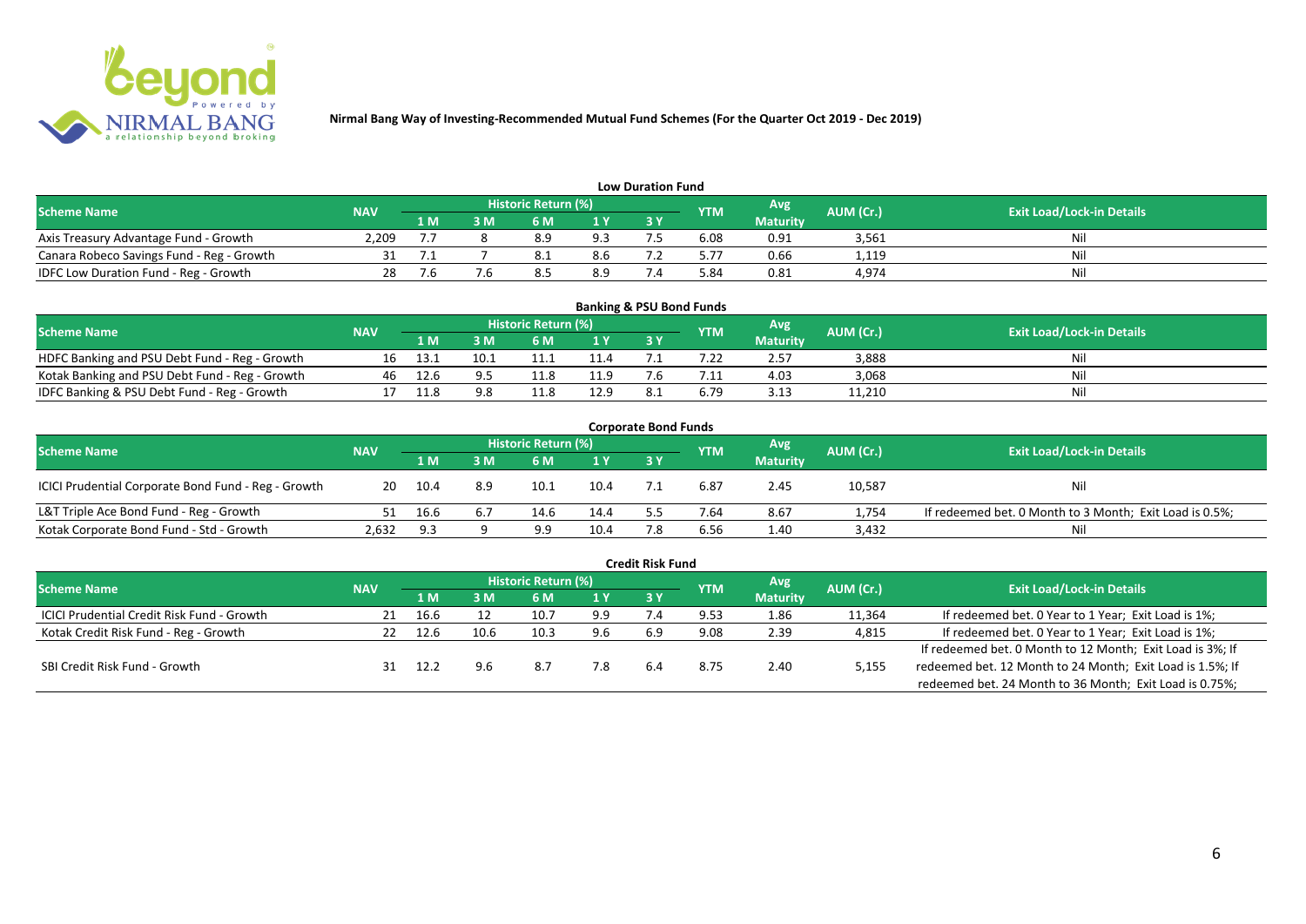**Nirmal Bang Way of Investing-Recommended Mutual Fund Schemes (For the Quarter Oct 2019 - Dec 2019)**

## Low Duration Fund

| Scheme Name | NAV | Historic Return (%) | | | | | YTM | Avg Maturity | AUM (Cr.) | Exit Load/Lock-in Details |
|---|---|---|---|---|---|---|---|---|---|---|
| | | 1 M | 3 M | 6 M | 1 Y | 3 Y | | | | |
| Axis Treasury Advantage Fund - Growth | 2,209 | 7.7 | 8 | 8.9 | 9.3 | 7.5 | 6.08 | 0.91 | 3,561 | Nil |
| Canara Robeco Savings Fund - Reg - Growth | 31 | 7.1 | 7 | 8.1 | 8.6 | 7.2 | 5.77 | 0.66 | 1,119 | Nil |
| IDFC Low Duration Fund - Reg - Growth | 28 | 7.6 | 7.6 | 8.5 | 8.9 | 7.4 | 5.84 | 0.81 | 4,974 | Nil |

## Banking & PSU Bond Funds

| Scheme Name | NAV | Historic Return (%) | | | | | YTM | Avg Maturity | AUM (Cr.) | Exit Load/Lock-in Details |
|---|---|---|---|---|---|---|---|---|---|---|
| | | 1 M | 3 M | 6 M | 1 Y | 3 Y | | | | |
| HDFC Banking and PSU Debt Fund - Reg - Growth | 16 | 13.1 | 10.1 | 11.1 | 11.4 | 7.1 | 7.22 | 2.57 | 3,888 | Nil |
| Kotak Banking and PSU Debt Fund - Reg - Growth | 46 | 12.6 | 9.5 | 11.8 | 11.9 | 7.6 | 7.11 | 4.03 | 3,068 | Nil |
| IDFC Banking & PSU Debt Fund - Reg - Growth | 17 | 11.8 | 9.8 | 11.8 | 12.9 | 8.1 | 6.79 | 3.13 | 11,210 | Nil |

## Corporate Bond Funds

| Scheme Name | NAV | Historic Return (%) | | | | | YTM | Avg Maturity | AUM (Cr.) | Exit Load/Lock-in Details |
|---|---|---|---|---|---|---|---|---|---|---|
| | | 1 M | 3 M | 6 M | 1 Y | 3 Y | | | | |
| ICICI Prudential Corporate Bond Fund - Reg - Growth | 20 | 10.4 | 8.9 | 10.1 | 10.4 | 7.1 | 6.87 | 2.45 | 10,587 | Nil |
| L&T Triple Ace Bond Fund - Reg - Growth | 51 | 16.6 | 6.7 | 14.6 | 14.4 | 5.5 | 7.64 | 8.67 | 1,754 | If redeemed bet. 0 Month to 3 Month; Exit Load is 0.5%; |
| Kotak Corporate Bond Fund - Std - Growth | 2,632 | 9.3 | 9 | 9.9 | 10.4 | 7.8 | 6.56 | 1.40 | 3,432 | Nil |

## Credit Risk Fund

| Scheme Name | NAV | Historic Return (%) | | | | | YTM | Avg Maturity | AUM (Cr.) | Exit Load/Lock-in Details |
|---|---|---|---|---|---|---|---|---|---|---|
| | | 1 M | 3 M | 6 M | 1 Y | 3 Y | | | | |
| ICICI Prudential Credit Risk Fund - Growth | 21 | 16.6 | 12 | 10.7 | 9.9 | 7.4 | 9.53 | 1.86 | 11,364 | If redeemed bet. 0 Year to 1 Year; Exit Load is 1%; |
| Kotak Credit Risk Fund - Reg - Growth | 22 | 12.6 | 10.6 | 10.3 | 9.6 | 6.9 | 9.08 | 2.39 | 4,815 | If redeemed bet. 0 Year to 1 Year; Exit Load is 1%; |
| SBI Credit Risk Fund - Growth | 31 | 12.2 | 9.6 | 8.7 | 7.8 | 6.4 | 8.75 | 2.40 | 5,155 | If redeemed bet. 0 Month to 12 Month; Exit Load is 3%; If redeemed bet. 12 Month to 24 Month; Exit Load is 1.5%; If redeemed bet. 24 Month to 36 Month; Exit Load is 0.75%; |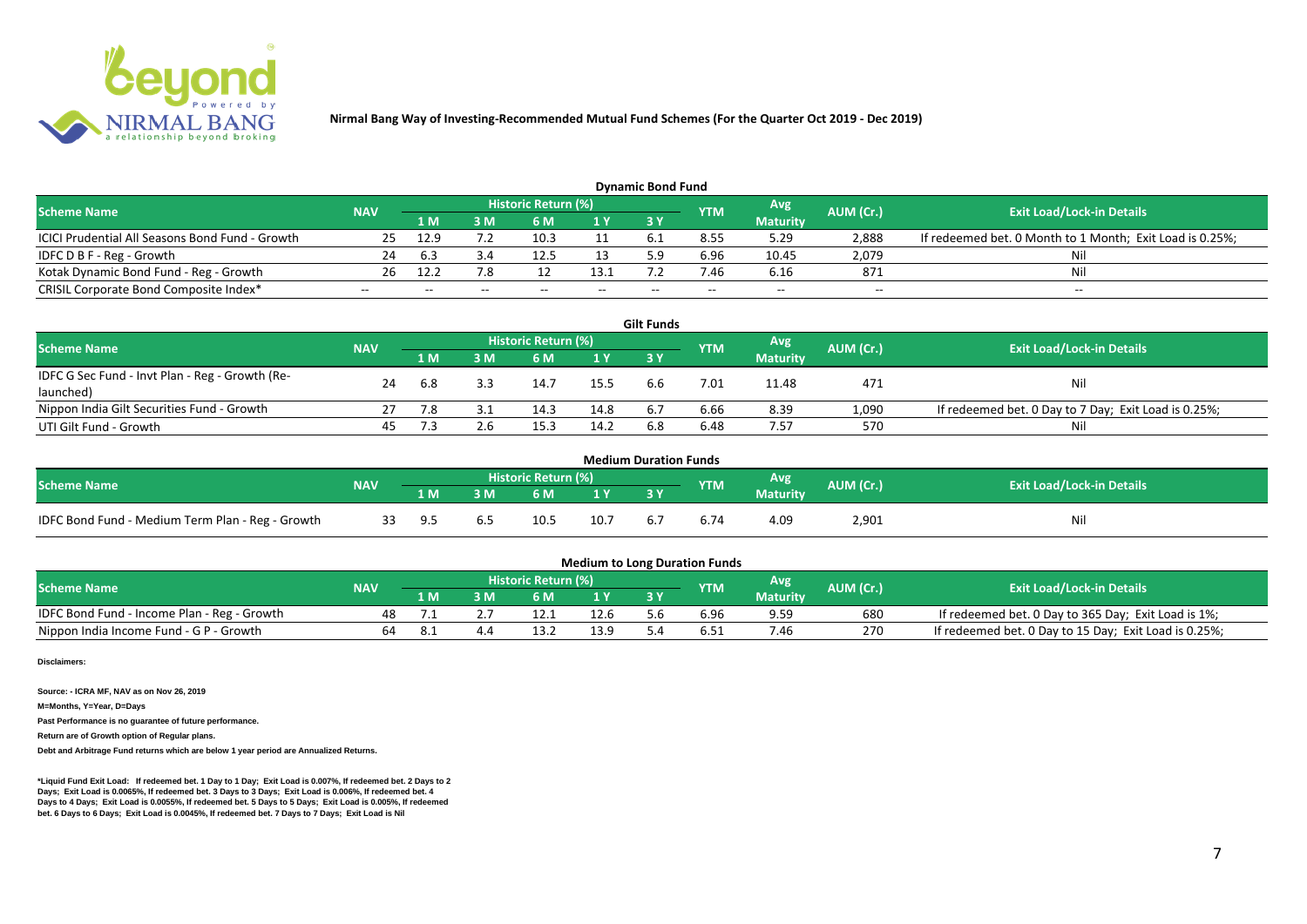# Nirmal Bang Way of Investing-Recommended Mutual Fund Schemes (For the Quarter Oct 2019 - Dec 2019)

## Dynamic Bond Fund

| Scheme Name | NAV | Historic Return (%) | | | | | YTM | Avg Maturity | AUM (Cr.) | Exit Load/Lock-in Details |
|---|---|---|---|---|---|---|---|---|---|---|
| | | 1 M | 3 M | 6 M | 1 Y | 3 Y | | | | |
| ICICI Prudential All Seasons Bond Fund - Growth | 25 | 12.9 | 7.2 | 10.3 | 11 | 6.1 | 8.55 | 5.29 | 2,888 | If redeemed bet. 0 Month to 1 Month; Exit Load is 0.25%; |
| IDFC D B F - Reg - Growth | 24 | 6.3 | 3.4 | 12.5 | 13 | 5.9 | 6.96 | 10.45 | 2,079 | Nil |
| Kotak Dynamic Bond Fund - Reg - Growth | 26 | 12.2 | 7.8 | 12 | 13.1 | 7.2 | 7.46 | 6.16 | 871 | Nil |
| CRISIL Corporate Bond Composite Index* | -- | -- | -- | -- | -- | -- | -- | -- | -- | -- |

## Gilt Funds

| Scheme Name | NAV | Historic Return (%) | | | | | YTM | Avg Maturity | AUM (Cr.) | Exit Load/Lock-in Details |
|---|---|---|---|---|---|---|---|---|---|---|
| | | 1 M | 3 M | 6 M | 1 Y | 3 Y | | | | |
| IDFC G Sec Fund - Invt Plan - Reg - Growth (Re-launched) | 24 | 6.8 | 3.3 | 14.7 | 15.5 | 6.6 | 7.01 | 11.48 | 471 | Nil |
| Nippon India Gilt Securities Fund - Growth | 27 | 7.8 | 3.1 | 14.3 | 14.8 | 6.7 | 6.66 | 8.39 | 1,090 | If redeemed bet. 0 Day to 7 Day; Exit Load is 0.25%; |
| UTI Gilt Fund - Growth | 45 | 7.3 | 2.6 | 15.3 | 14.2 | 6.8 | 6.48 | 7.57 | 570 | Nil |

## Medium Duration Funds

| Scheme Name | NAV | Historic Return (%) | | | | | YTM | Avg Maturity | AUM (Cr.) | Exit Load/Lock-in Details |
|---|---|---|---|---|---|---|---|---|---|---|
| | | 1 M | 3 M | 6 M | 1 Y | 3 Y | | | | |
| IDFC Bond Fund - Medium Term Plan - Reg - Growth | 33 | 9.5 | 6.5 | 10.5 | 10.7 | 6.7 | 6.74 | 4.09 | 2,901 | Nil |

## Medium to Long Duration Funds

| Scheme Name | NAV | Historic Return (%) | | | | | YTM | Avg Maturity | AUM (Cr.) | Exit Load/Lock-in Details |
|---|---|---|---|---|---|---|---|---|---|---|
| | | 1 M | 3 M | 6 M | 1 Y | 3 Y | | | | |
| IDFC Bond Fund - Income Plan - Reg - Growth | 48 | 7.1 | 2.7 | 12.1 | 12.6 | 5.6 | 6.96 | 9.59 | 680 | If redeemed bet. 0 Day to 365 Day; Exit Load is 1%; |
| Nippon India Income Fund - G P - Growth | 64 | 8.1 | 4.4 | 13.2 | 13.9 | 5.4 | 6.51 | 7.46 | 270 | If redeemed bet. 0 Day to 15 Day; Exit Load is 0.25%; |

**Disclaimers:**

**Source: - ICRA MF, NAV as on Nov 26, 2019**

**M=Months, Y=Year, D=Days**

**Past Performance is no guarantee of future performance.**

**Return are of Growth option of Regular plans.**

**Debt and Arbitrage Fund returns which are below 1 year period are Annualized Returns.**

**\*Liquid Fund Exit Load: If redeemed bet. 1 Day to 1 Day; Exit Load is 0.007%, If redeemed bet. 2 Days to 2 Days; Exit Load is 0.0065%, If redeemed bet. 3 Days to 3 Days; Exit Load is 0.006%, If redeemed bet. 4 Days to 4 Days; Exit Load is 0.0055%, If redeemed bet. 5 Days to 5 Days; Exit Load is 0.005%, If redeemed bet. 6 Days to 6 Days; Exit Load is 0.0045%, If redeemed bet. 7 Days to 7 Days; Exit Load is Nil**